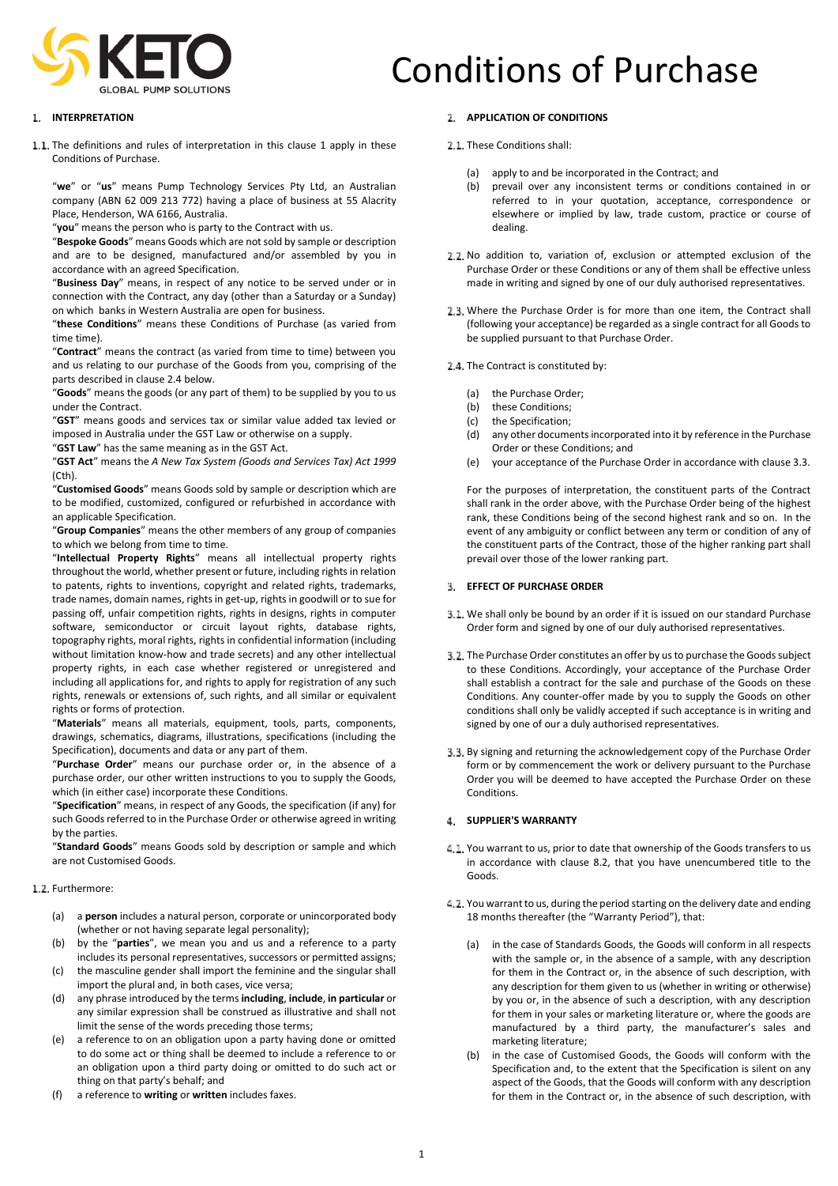# Conditions of Purchase

## 1. INTERPRETATION

1.1. The definitions and rules of interpretation in this clause 1 apply in these Conditions of Purchase.

"**we**" or "**us**" means Pump Technology Services Pty Ltd, an Australian company (ABN 62 009 213 772) having a place of business at 55 Alacrity Place, Henderson, WA 6166, Australia.

"**you**" means the person who is party to the Contract with us.

"**Bespoke Goods**" means Goods which are not sold by sample or description and are to be designed, manufactured and/or assembled by you in accordance with an agreed Specification.

"**Business Day**" means, in respect of any notice to be served under or in connection with the Contract, any day (other than a Saturday or a Sunday) on which banks in Western Australia are open for business.

"**these Conditions**" means these Conditions of Purchase (as varied from time time).

"**Contract**" means the contract (as varied from time to time) between you and us relating to our purchase of the Goods from you, comprising of the parts described in clause 2.4 below.

"**Goods**" means the goods (or any part of them) to be supplied by you to us under the Contract.

"**GST**" means goods and services tax or similar value added tax levied or imposed in Australia under the GST Law or otherwise on a supply.

"**GST Law**" has the same meaning as in the GST Act.

"**GST Act**" means the *A New Tax System (Goods and Services Tax) Act 1999* (Cth).

"**Customised Goods**" means Goods sold by sample or description which are to be modified, customized, configured or refurbished in accordance with an applicable Specification.

"**Group Companies**" means the other members of any group of companies to which we belong from time to time.

"**Intellectual Property Rights**" means all intellectual property rights throughout the world, whether present or future, including rights in relation to patents, rights to inventions, copyright and related rights, trademarks, trade names, domain names, rights in get-up, rights in goodwill or to sue for passing off, unfair competition rights, rights in designs, rights in computer software, semiconductor or circuit layout rights, database rights, topography rights, moral rights, rights in confidential information (including without limitation know-how and trade secrets) and any other intellectual property rights, in each case whether registered or unregistered and including all applications for, and rights to apply for registration of any such rights, renewals or extensions of, such rights, and all similar or equivalent rights or forms of protection.

"**Materials**" means all materials, equipment, tools, parts, components, drawings, schematics, diagrams, illustrations, specifications (including the Specification), documents and data or any part of them.

"**Purchase Order**" means our purchase order or, in the absence of a purchase order, our other written instructions to you to supply the Goods, which (in either case) incorporate these Conditions.

"**Specification**" means, in respect of any Goods, the specification (if any) for such Goods referred to in the Purchase Order or otherwise agreed in writing by the parties.

"**Standard Goods**" means Goods sold by description or sample and which are not Customised Goods.

1.2. Furthermore:

(a) a **person** includes a natural person, corporate or unincorporated body (whether or not having separate legal personality);

(b) by the "**parties**", we mean you and us and a reference to a party includes its personal representatives, successors or permitted assigns;

(c) the masculine gender shall import the feminine and the singular shall import the plural and, in both cases, vice versa;

(d) any phrase introduced by the terms **including**, **include**, **in particular** or any similar expression shall be construed as illustrative and shall not limit the sense of the words preceding those terms;

(e) a reference to on an obligation upon a party having done or omitted to do some act or thing shall be deemed to include a reference to or an obligation upon a third party doing or omitted to do such act or thing on that party's behalf; and

(f) a reference to **writing** or **written** includes faxes.

## 2. APPLICATION OF CONDITIONS

2.1. These Conditions shall:

(a) apply to and be incorporated in the Contract; and

(b) prevail over any inconsistent terms or conditions contained in or referred to in your quotation, acceptance, correspondence or elsewhere or implied by law, trade custom, practice or course of dealing.

2.2. No addition to, variation of, exclusion or attempted exclusion of the Purchase Order or these Conditions or any of them shall be effective unless made in writing and signed by one of our duly authorised representatives.

2.3. Where the Purchase Order is for more than one item, the Contract shall (following your acceptance) be regarded as a single contract for all Goods to be supplied pursuant to that Purchase Order.

2.4. The Contract is constituted by:

(a) the Purchase Order;

(b) these Conditions;

(c) the Specification;

(d) any other documents incorporated into it by reference in the Purchase Order or these Conditions; and

(e) your acceptance of the Purchase Order in accordance with clause 3.3.

For the purposes of interpretation, the constituent parts of the Contract shall rank in the order above, with the Purchase Order being of the highest rank, these Conditions being of the second highest rank and so on. In the event of any ambiguity or conflict between any term or condition of any of the constituent parts of the Contract, those of the higher ranking part shall prevail over those of the lower ranking part.

## 3. EFFECT OF PURCHASE ORDER

3.1. We shall only be bound by an order if it is issued on our standard Purchase Order form and signed by one of our duly authorised representatives.

3.2. The Purchase Order constitutes an offer by us to purchase the Goods subject to these Conditions. Accordingly, your acceptance of the Purchase Order shall establish a contract for the sale and purchase of the Goods on these Conditions. Any counter-offer made by you to supply the Goods on other conditions shall only be validly accepted if such acceptance is in writing and signed by one of our a duly authorised representatives.

3.3. By signing and returning the acknowledgement copy of the Purchase Order form or by commencement the work or delivery pursuant to the Purchase Order you will be deemed to have accepted the Purchase Order on these Conditions.

## 4. SUPPLIER'S WARRANTY

4.1. You warrant to us, prior to date that ownership of the Goods transfers to us in accordance with clause 8.2, that you have unencumbered title to the Goods.

4.2. You warrant to us, during the period starting on the delivery date and ending 18 months thereafter (the "Warranty Period"), that:

(a) in the case of Standards Goods, the Goods will conform in all respects with the sample or, in the absence of a sample, with any description for them in the Contract or, in the absence of such description, with any description for them given to us (whether in writing or otherwise) by you or, in the absence of such a description, with any description for them in your sales or marketing literature or, where the goods are manufactured by a third party, the manufacturer's sales and marketing literature;

(b) in the case of Customised Goods, the Goods will conform with the Specification and, to the extent that the Specification is silent on any aspect of the Goods, that the Goods will conform with any description for them in the Contract or, in the absence of such description, with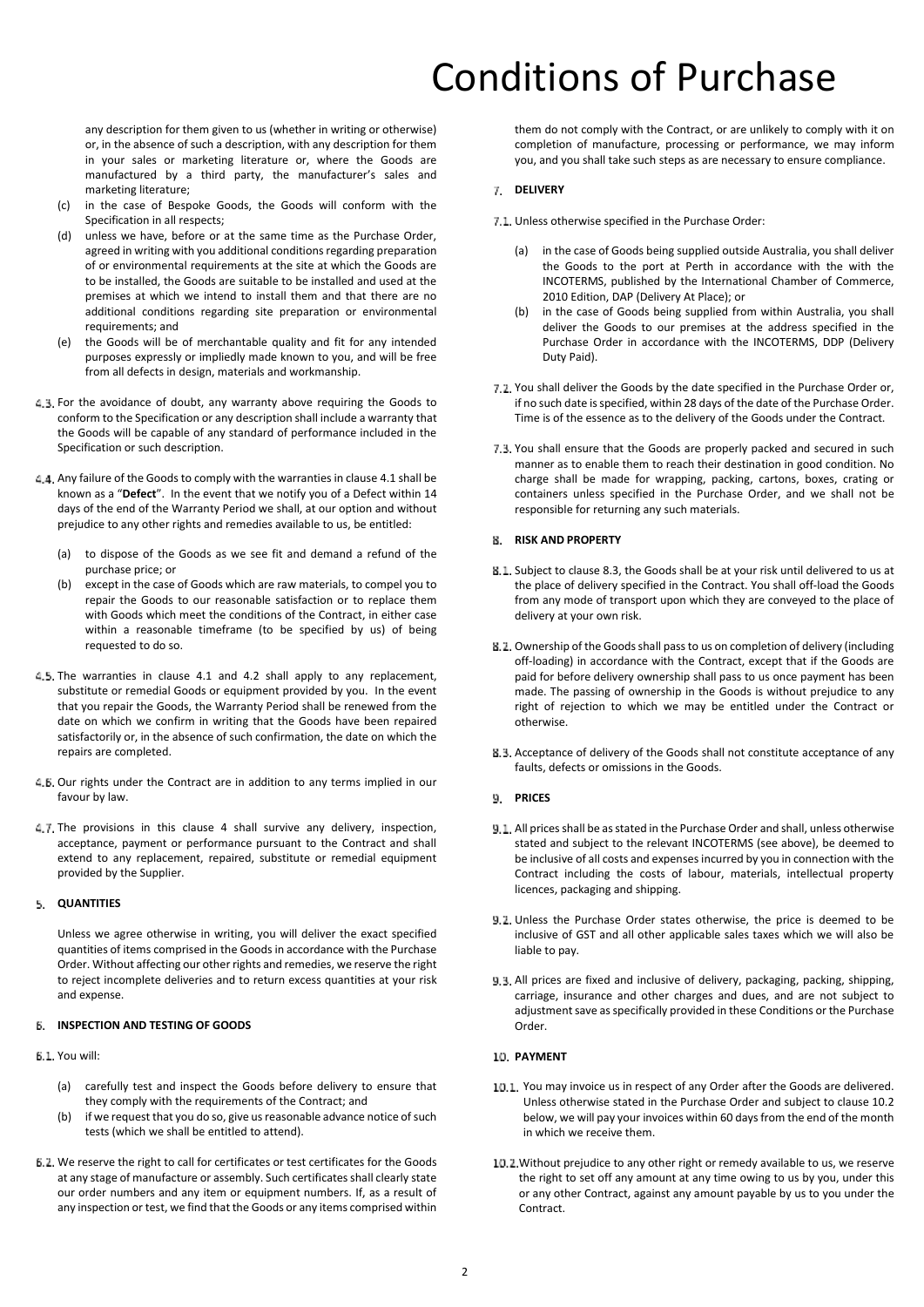any description for them given to us (whether in writing or otherwise) or, in the absence of such a description, with any description for them in your sales or marketing literature or, where the Goods are manufactured by a third party, the manufacturer's sales and marketing literature;

(c) in the case of Bespoke Goods, the Goods will conform with the Specification in all respects;

(d) unless we have, before or at the same time as the Purchase Order, agreed in writing with you additional conditions regarding preparation of or environmental requirements at the site at which the Goods are to be installed, the Goods are suitable to be installed and used at the premises at which we intend to install them and that there are no additional conditions regarding site preparation or environmental requirements; and

(e) the Goods will be of merchantable quality and fit for any intended purposes expressly or impliedly made known to you, and will be free from all defects in design, materials and workmanship.

4.3. For the avoidance of doubt, any warranty above requiring the Goods to conform to the Specification or any description shall include a warranty that the Goods will be capable of any standard of performance included in the Specification or such description.

4.4. Any failure of the Goods to comply with the warranties in clause 4.1 shall be known as a "**Defect**". In the event that we notify you of a Defect within 14 days of the end of the Warranty Period we shall, at our option and without prejudice to any other rights and remedies available to us, be entitled:

(a) to dispose of the Goods as we see fit and demand a refund of the purchase price; or

(b) except in the case of Goods which are raw materials, to compel you to repair the Goods to our reasonable satisfaction or to replace them with Goods which meet the conditions of the Contract, in either case within a reasonable timeframe (to be specified by us) of being requested to do so.

4.5. The warranties in clause 4.1 and 4.2 shall apply to any replacement, substitute or remedial Goods or equipment provided by you. In the event that you repair the Goods, the Warranty Period shall be renewed from the date on which we confirm in writing that the Goods have been repaired satisfactorily or, in the absence of such confirmation, the date on which the repairs are completed.

4.6. Our rights under the Contract are in addition to any terms implied in our favour by law.

4.7. The provisions in this clause 4 shall survive any delivery, inspection, acceptance, payment or performance pursuant to the Contract and shall extend to any replacement, repaired, substitute or remedial equipment provided by the Supplier.

## 5. QUANTITIES

Unless we agree otherwise in writing, you will deliver the exact specified quantities of items comprised in the Goods in accordance with the Purchase Order. Without affecting our other rights and remedies, we reserve the right to reject incomplete deliveries and to return excess quantities at your risk and expense.

## 6. INSPECTION AND TESTING OF GOODS

6.1. You will:

(a) carefully test and inspect the Goods before delivery to ensure that they comply with the requirements of the Contract; and

(b) if we request that you do so, give us reasonable advance notice of such tests (which we shall be entitled to attend).

6.2. We reserve the right to call for certificates or test certificates for the Goods at any stage of manufacture or assembly. Such certificates shall clearly state our order numbers and any item or equipment numbers. If, as a result of any inspection or test, we find that the Goods or any items comprised within them do not comply with the Contract, or are unlikely to comply with it on completion of manufacture, processing or performance, we may inform you, and you shall take such steps as are necessary to ensure compliance.

## 7. DELIVERY

7.1. Unless otherwise specified in the Purchase Order:

(a) in the case of Goods being supplied outside Australia, you shall deliver the Goods to the port at Perth in accordance with the with the INCOTERMS, published by the International Chamber of Commerce, 2010 Edition, DAP (Delivery At Place); or

(b) in the case of Goods being supplied from within Australia, you shall deliver the Goods to our premises at the address specified in the Purchase Order in accordance with the INCOTERMS, DDP (Delivery Duty Paid).

7.2. You shall deliver the Goods by the date specified in the Purchase Order or, if no such date is specified, within 28 days of the date of the Purchase Order. Time is of the essence as to the delivery of the Goods under the Contract.

7.3. You shall ensure that the Goods are properly packed and secured in such manner as to enable them to reach their destination in good condition. No charge shall be made for wrapping, packing, cartons, boxes, crating or containers unless specified in the Purchase Order, and we shall not be responsible for returning any such materials.

## 8. RISK AND PROPERTY

8.1. Subject to clause 8.3, the Goods shall be at your risk until delivered to us at the place of delivery specified in the Contract. You shall off-load the Goods from any mode of transport upon which they are conveyed to the place of delivery at your own risk.

8.2. Ownership of the Goods shall pass to us on completion of delivery (including off-loading) in accordance with the Contract, except that if the Goods are paid for before delivery ownership shall pass to us once payment has been made. The passing of ownership in the Goods is without prejudice to any right of rejection to which we may be entitled under the Contract or otherwise.

8.3. Acceptance of delivery of the Goods shall not constitute acceptance of any faults, defects or omissions in the Goods.

## 9. PRICES

9.1. All prices shall be as stated in the Purchase Order and shall, unless otherwise stated and subject to the relevant INCOTERMS (see above), be deemed to be inclusive of all costs and expenses incurred by you in connection with the Contract including the costs of labour, materials, intellectual property licences, packaging and shipping.

9.2. Unless the Purchase Order states otherwise, the price is deemed to be inclusive of GST and all other applicable sales taxes which we will also be liable to pay.

9.3. All prices are fixed and inclusive of delivery, packaging, packing, shipping, carriage, insurance and other charges and dues, and are not subject to adjustment save as specifically provided in these Conditions or the Purchase Order.

## 10. PAYMENT

10.1. You may invoice us in respect of any Order after the Goods are delivered. Unless otherwise stated in the Purchase Order and subject to clause 10.2 below, we will pay your invoices within 60 days from the end of the month in which we receive them.

10.2. Without prejudice to any other right or remedy available to us, we reserve the right to set off any amount at any time owing to us by you, under this or any other Contract, against any amount payable by us to you under the Contract.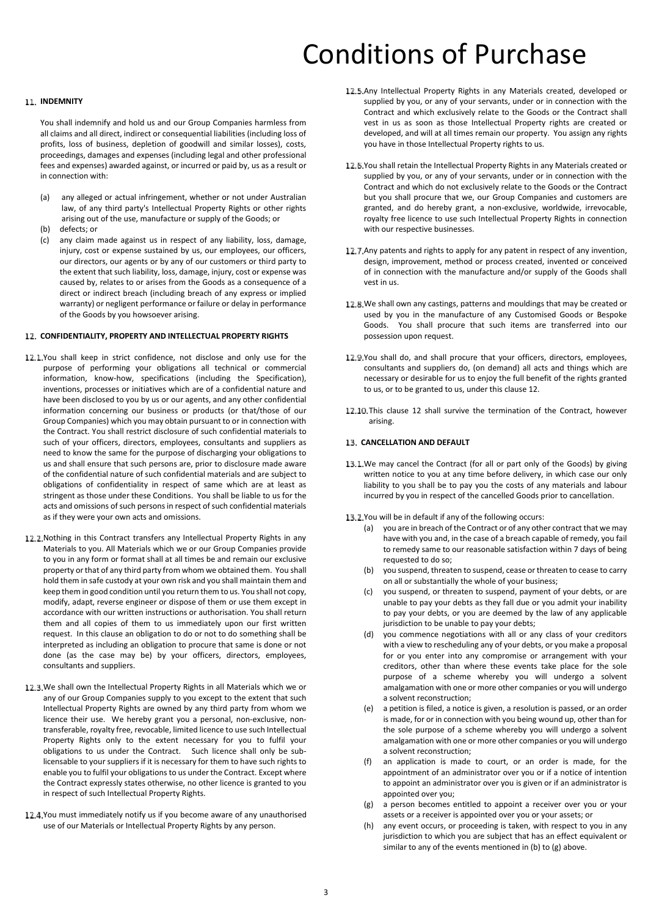# Conditions of Purchase

## 11. INDEMNITY

You shall indemnify and hold us and our Group Companies harmless from all claims and all direct, indirect or consequential liabilities (including loss of profits, loss of business, depletion of goodwill and similar losses), costs, proceedings, damages and expenses (including legal and other professional fees and expenses) awarded against, or incurred or paid by, us as a result or in connection with:

(a) any alleged or actual infringement, whether or not under Australian law, of any third party's Intellectual Property Rights or other rights arising out of the use, manufacture or supply of the Goods; or

(b) defects; or

(c) any claim made against us in respect of any liability, loss, damage, injury, cost or expense sustained by us, our employees, our officers, our directors, our agents or by any of our customers or third party to the extent that such liability, loss, damage, injury, cost or expense was caused by, relates to or arises from the Goods as a consequence of a direct or indirect breach (including breach of any express or implied warranty) or negligent performance or failure or delay in performance of the Goods by you howsoever arising.

## 12. CONFIDENTIALITY, PROPERTY AND INTELLECTUAL PROPERTY RIGHTS

12.1. You shall keep in strict confidence, not disclose and only use for the purpose of performing your obligations all technical or commercial information, know-how, specifications (including the Specification), inventions, processes or initiatives which are of a confidential nature and have been disclosed to you by us or our agents, and any other confidential information concerning our business or products (or that/those of our Group Companies) which you may obtain pursuant to or in connection with the Contract. You shall restrict disclosure of such confidential materials to such of your officers, directors, employees, consultants and suppliers as need to know the same for the purpose of discharging your obligations to us and shall ensure that such persons are, prior to disclosure made aware of the confidential nature of such confidential materials and are subject to obligations of confidentiality in respect of same which are at least as stringent as those under these Conditions. You shall be liable to us for the acts and omissions of such persons in respect of such confidential materials as if they were your own acts and omissions.

12.2. Nothing in this Contract transfers any Intellectual Property Rights in any Materials to you. All Materials which we or our Group Companies provide to you in any form or format shall at all times be and remain our exclusive property or that of any third party from whom we obtained them. You shall hold them in safe custody at your own risk and you shall maintain them and keep them in good condition until you return them to us. You shall not copy, modify, adapt, reverse engineer or dispose of them or use them except in accordance with our written instructions or authorisation. You shall return them and all copies of them to us immediately upon our first written request. In this clause an obligation to do or not to do something shall be interpreted as including an obligation to procure that same is done or not done (as the case may be) by your officers, directors, employees, consultants and suppliers.

12.3. We shall own the Intellectual Property Rights in all Materials which we or any of our Group Companies supply to you except to the extent that such Intellectual Property Rights are owned by any third party from whom we licence their use. We hereby grant you a personal, non-exclusive, non-transferable, royalty free, revocable, limited licence to use such Intellectual Property Rights only to the extent necessary for you to fulfil your obligations to us under the Contract. Such licence shall only be sub-licensable to your suppliers if it is necessary for them to have such rights to enable you to fulfil your obligations to us under the Contract. Except where the Contract expressly states otherwise, no other licence is granted to you in respect of such Intellectual Property Rights.

12.4. You must immediately notify us if you become aware of any unauthorised use of our Materials or Intellectual Property Rights by any person.

12.5. Any Intellectual Property Rights in any Materials created, developed or supplied by you, or any of your servants, under or in connection with the Contract and which exclusively relate to the Goods or the Contract shall vest in us as soon as those Intellectual Property rights are created or developed, and will at all times remain our property. You assign any rights you have in those Intellectual Property rights to us.

12.6. You shall retain the Intellectual Property Rights in any Materials created or supplied by you, or any of your servants, under or in connection with the Contract and which do not exclusively relate to the Goods or the Contract but you shall procure that we, our Group Companies and customers are granted, and do hereby grant, a non-exclusive, worldwide, irrevocable, royalty free licence to use such Intellectual Property Rights in connection with our respective businesses.

12.7. Any patents and rights to apply for any patent in respect of any invention, design, improvement, method or process created, invented or conceived of in connection with the manufacture and/or supply of the Goods shall vest in us.

12.8. We shall own any castings, patterns and mouldings that may be created or used by you in the manufacture of any Customised Goods or Bespoke Goods. You shall procure that such items are transferred into our possession upon request.

12.9. You shall do, and shall procure that your officers, directors, employees, consultants and suppliers do, (on demand) all acts and things which are necessary or desirable for us to enjoy the full benefit of the rights granted to us, or to be granted to us, under this clause 12.

12.10. This clause 12 shall survive the termination of the Contract, however arising.

## 13. CANCELLATION AND DEFAULT

13.1. We may cancel the Contract (for all or part only of the Goods) by giving written notice to you at any time before delivery, in which case our only liability to you shall be to pay you the costs of any materials and labour incurred by you in respect of the cancelled Goods prior to cancellation.

13.2. You will be in default if any of the following occurs:

(a) you are in breach of the Contract or of any other contract that we may have with you and, in the case of a breach capable of remedy, you fail to remedy same to our reasonable satisfaction within 7 days of being requested to do so;

(b) you suspend, threaten to suspend, cease or threaten to cease to carry on all or substantially the whole of your business;

(c) you suspend, or threaten to suspend, payment of your debts, or are unable to pay your debts as they fall due or you admit your inability to pay your debts, or you are deemed by the law of any applicable jurisdiction to be unable to pay your debts;

(d) you commence negotiations with all or any class of your creditors with a view to rescheduling any of your debts, or you make a proposal for or you enter into any compromise or arrangement with your creditors, other than where these events take place for the sole purpose of a scheme whereby you will undergo a solvent amalgamation with one or more other companies or you will undergo a solvent reconstruction;

(e) a petition is filed, a notice is given, a resolution is passed, or an order is made, for or in connection with you being wound up, other than for the sole purpose of a scheme whereby you will undergo a solvent amalgamation with one or more other companies or you will undergo a solvent reconstruction;

(f) an application is made to court, or an order is made, for the appointment of an administrator over you or if a notice of intention to appoint an administrator over you is given or if an administrator is appointed over you;

(g) a person becomes entitled to appoint a receiver over you or your assets or a receiver is appointed over you or your assets; or

(h) any event occurs, or proceeding is taken, with respect to you in any jurisdiction to which you are subject that has an effect equivalent or similar to any of the events mentioned in (b) to (g) above.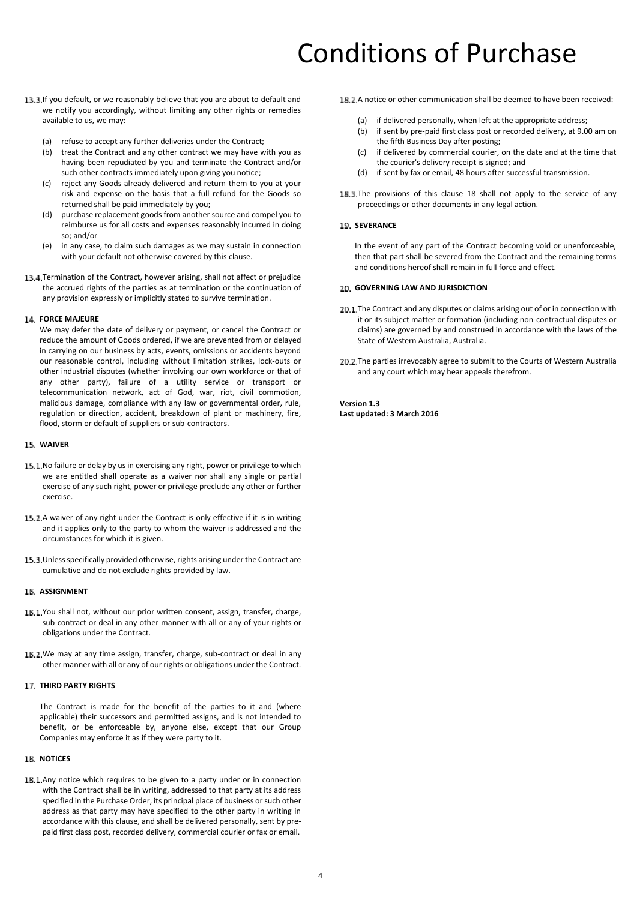# Conditions of Purchase

13.3. If you default, or we reasonably believe that you are about to default and we notify you accordingly, without limiting any other rights or remedies available to us, we may:

- (a) refuse to accept any further deliveries under the Contract;
- (b) treat the Contract and any other contract we may have with you as having been repudiated by you and terminate the Contract and/or such other contracts immediately upon giving you notice;
- (c) reject any Goods already delivered and return them to you at your risk and expense on the basis that a full refund for the Goods so returned shall be paid immediately by you;
- (d) purchase replacement goods from another source and compel you to reimburse us for all costs and expenses reasonably incurred in doing so; and/or
- (e) in any case, to claim such damages as we may sustain in connection with your default not otherwise covered by this clause.

13.4. Termination of the Contract, however arising, shall not affect or prejudice the accrued rights of the parties as at termination or the continuation of any provision expressly or implicitly stated to survive termination.

## 14. FORCE MAJEURE

We may defer the date of delivery or payment, or cancel the Contract or reduce the amount of Goods ordered, if we are prevented from or delayed in carrying on our business by acts, events, omissions or accidents beyond our reasonable control, including without limitation strikes, lock-outs or other industrial disputes (whether involving our own workforce or that of any other party), failure of a utility service or transport or telecommunication network, act of God, war, riot, civil commotion, malicious damage, compliance with any law or governmental order, rule, regulation or direction, accident, breakdown of plant or machinery, fire, flood, storm or default of suppliers or sub-contractors.

## 15. WAIVER

15.1. No failure or delay by us in exercising any right, power or privilege to which we are entitled shall operate as a waiver nor shall any single or partial exercise of any such right, power or privilege preclude any other or further exercise.

15.2. A waiver of any right under the Contract is only effective if it is in writing and it applies only to the party to whom the waiver is addressed and the circumstances for which it is given.

15.3. Unless specifically provided otherwise, rights arising under the Contract are cumulative and do not exclude rights provided by law.

## 16. ASSIGNMENT

16.1. You shall not, without our prior written consent, assign, transfer, charge, sub-contract or deal in any other manner with all or any of your rights or obligations under the Contract.

16.2. We may at any time assign, transfer, charge, sub-contract or deal in any other manner with all or any of our rights or obligations under the Contract.

## 17. THIRD PARTY RIGHTS

The Contract is made for the benefit of the parties to it and (where applicable) their successors and permitted assigns, and is not intended to benefit, or be enforceable by, anyone else, except that our Group Companies may enforce it as if they were party to it.

## 18. NOTICES

18.1. Any notice which requires to be given to a party under or in connection with the Contract shall be in writing, addressed to that party at its address specified in the Purchase Order, its principal place of business or such other address as that party may have specified to the other party in writing in accordance with this clause, and shall be delivered personally, sent by pre-paid first class post, recorded delivery, commercial courier or fax or email.

18.2. A notice or other communication shall be deemed to have been received:

- (a) if delivered personally, when left at the appropriate address;
- (b) if sent by pre-paid first class post or recorded delivery, at 9.00 am on the fifth Business Day after posting;
- (c) if delivered by commercial courier, on the date and at the time that the courier's delivery receipt is signed; and
- (d) if sent by fax or email, 48 hours after successful transmission.

18.3. The provisions of this clause 18 shall not apply to the service of any proceedings or other documents in any legal action.

## 19. SEVERANCE

In the event of any part of the Contract becoming void or unenforceable, then that part shall be severed from the Contract and the remaining terms and conditions hereof shall remain in full force and effect.

## 20. GOVERNING LAW AND JURISDICTION

20.1. The Contract and any disputes or claims arising out of or in connection with it or its subject matter or formation (including non-contractual disputes or claims) are governed by and construed in accordance with the laws of the State of Western Australia, Australia.

20.2. The parties irrevocably agree to submit to the Courts of Western Australia and any court which may hear appeals therefrom.

**Version 1.3**
**Last updated: 3 March 2016**